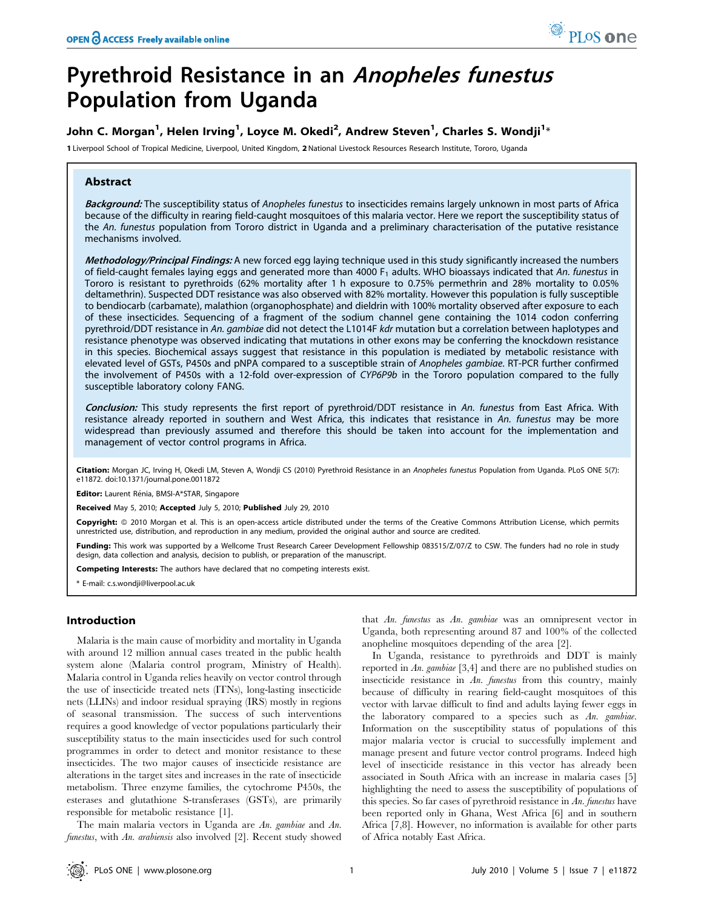# Pyrethroid Resistance in an *Anopheles funestus* Population from Uganda

**John C. Morgan[1], Helen Irving[1], Loyce M. Okedi[2], Andrew Steven[1], Charles S. Wondji[1]***

1 Liverpool School of Tropical Medicine, Liverpool, United Kingdom, 2 National Livestock Resources Research Institute, Tororo, Uganda

## Abstract

***Background:*** The susceptibility status of *Anopheles funestus* to insecticides remains largely unknown in most parts of Africa because of the difficulty in rearing field-caught mosquitoes of this malaria vector. Here we report the susceptibility status of the *An. funestus* population from Tororo district in Uganda and a preliminary characterisation of the putative resistance mechanisms involved.

***Methodology/Principal Findings:*** A new forced egg laying technique used in this study significantly increased the numbers of field-caught females laying eggs and generated more than 4000 $F_1$ adults. WHO bioassays indicated that *An. funestus* in Tororo is resistant to pyrethroids (62% mortality after 1 h exposure to 0.75% permethrin and 28% mortality to 0.05% deltamethrin). Suspected DDT resistance was also observed with 82% mortality. However this population is fully susceptible to bendiocarb (carbamate), malathion (organophosphate) and dieldrin with 100% mortality observed after exposure to each of these insecticides. Sequencing of a fragment of the sodium channel gene containing the 1014 codon conferring pyrethroid/DDT resistance in *An. gambiae* did not detect the L1014F *kdr* mutation but a correlation between haplotypes and resistance phenotype was observed indicating that mutations in other exons may be conferring the knockdown resistance in this species. Biochemical assays suggest that resistance in this population is mediated by metabolic resistance with elevated level of GSTs, P450s and pNPA compared to a susceptible strain of *Anopheles gambiae*. RT-PCR further confirmed the involvement of P450s with a 12-fold over-expression of *CYP6P9b* in the Tororo population compared to the fully susceptible laboratory colony FANG.

***Conclusion:*** This study represents the first report of pyrethroid/DDT resistance in *An. funestus* from East Africa. With resistance already reported in southern and West Africa, this indicates that resistance in *An. funestus* may be more widespread than previously assumed and therefore this should be taken into account for the implementation and management of vector control programs in Africa.

**Citation:** Morgan JC, Irving H, Okedi LM, Steven A, Wondji CS (2010) Pyrethroid Resistance in an *Anopheles funestus* Population from Uganda. PLoS ONE 5(7): e11872. doi:10.1371/journal.pone.0011872

**Editor:** Laurent Rénia, BMSI-A*STAR, Singapore

**Received** May 5, 2010; **Accepted** July 5, 2010; **Published** July 29, 2010

**Copyright:** © 2010 Morgan et al. This is an open-access article distributed under the terms of the Creative Commons Attribution License, which permits unrestricted use, distribution, and reproduction in any medium, provided the original author and source are credited.

**Funding:** This work was supported by a Wellcome Trust Research Career Development Fellowship 083515/Z/07/Z to CSW. The funders had no role in study design, data collection and analysis, decision to publish, or preparation of the manuscript.

**Competing Interests:** The authors have declared that no competing interests exist.

* E-mail: c.s.wondji@liverpool.ac.uk

## Introduction

Malaria is the main cause of morbidity and mortality in Uganda with around 12 million annual cases treated in the public health system alone (Malaria control program, Ministry of Health). Malaria control in Uganda relies heavily on vector control through the use of insecticide treated nets (ITNs), long-lasting insecticide nets (LLINs) and indoor residual spraying (IRS) mostly in regions of seasonal transmission. The success of such interventions requires a good knowledge of vector populations particularly their susceptibility status to the main insecticides used for such control programmes in order to detect and monitor resistance to these insecticides. The two major causes of insecticide resistance are alterations in the target sites and increases in the rate of insecticide metabolism. Three enzyme families, the cytochrome P450s, the esterases and glutathione S-transferases (GSTs), are primarily responsible for metabolic resistance [1].

The main malaria vectors in Uganda are *An. gambiae* and *An. funestus*, with *An. arabiensis* also involved [2]. Recent study showed that *An. funestus* as *An. gambiae* was an omnipresent vector in Uganda, both representing around 87 and 100% of the collected anopheline mosquitoes depending of the area [2].

In Uganda, resistance to pyrethroids and DDT is mainly reported in *An. gambiae* [3,4] and there are no published studies on insecticide resistance in *An. funestus* from this country, mainly because of difficulty in rearing field-caught mosquitoes of this vector with larvae difficult to find and adults laying fewer eggs in the laboratory compared to a species such as *An. gambiae*. Information on the susceptibility status of populations of this major malaria vector is crucial to successfully implement and manage present and future vector control programs. Indeed high level of insecticide resistance in this vector has already been associated in South Africa with an increase in malaria cases [5] highlighting the need to assess the susceptibility of populations of this species. So far cases of pyrethroid resistance in *An. funestus* have been reported only in Ghana, West Africa [6] and in southern Africa [7,8]. However, no information is available for other parts of Africa notably East Africa.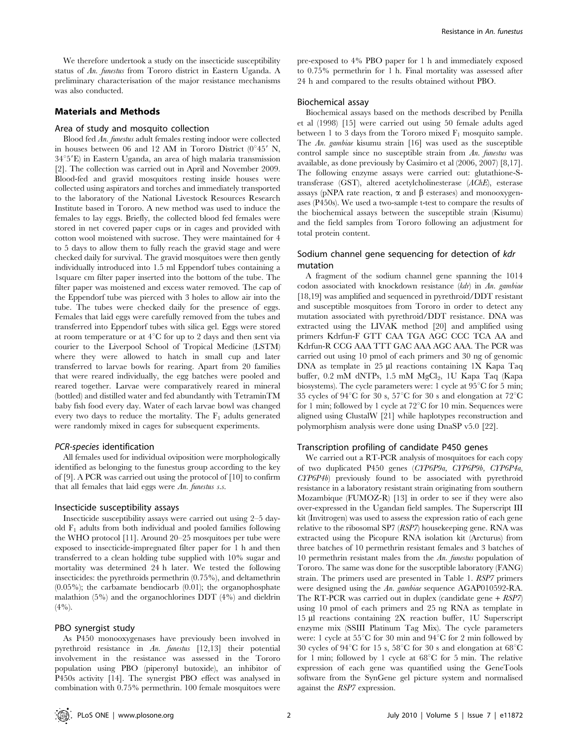We therefore undertook a study on the insecticide susceptibility status of *An. funestus* from Tororo district in Eastern Uganda. A preliminary characterisation of the major resistance mechanisms was also conducted.

## Materials and Methods

### Area of study and mosquito collection

Blood fed *An. funestus* adult females resting indoor were collected in houses between 06 and 12 AM in Tororo District (0°45′ N, 34°5′E) in Eastern Uganda, an area of high malaria transmission [2]. The collection was carried out in April and November 2009. Blood-fed and gravid mosquitoes resting inside houses were collected using aspirators and torches and immediately transported to the laboratory of the National Livestock Resources Research Institute based in Tororo. A new method was used to induce the females to lay eggs. Briefly, the collected blood fed females were stored in net covered paper cups or in cages and provided with cotton wool moistened with sucrose. They were maintained for 4 to 5 days to allow them to fully reach the gravid stage and were checked daily for survival. The gravid mosquitoes were then gently individually introduced into 1.5 ml Eppendorf tubes containing a 1square cm filter paper inserted into the bottom of the tube. The filter paper was moistened and excess water removed. The cap of the Eppendorf tube was pierced with 3 holes to allow air into the tube. The tubes were checked daily for the presence of eggs. Females that laid eggs were carefully removed from the tubes and transferred into Eppendorf tubes with silica gel. Eggs were stored at room temperature or at 4°C for up to 2 days and then sent via courier to the Liverpool School of Tropical Medicine (LSTM) where they were allowed to hatch in small cup and later transferred to larvae bowls for rearing. Apart from 20 families that were reared individually, the egg batches were pooled and reared together. Larvae were comparatively reared in mineral (bottled) and distilled water and fed abundantly with TetraminTM baby fish food every day. Water of each larvae bowl was changed every two days to reduce the mortality. The $F_1$ adults generated were randomly mixed in cages for subsequent experiments.

### *PCR-species* identification

All females used for individual oviposition were morphologically identified as belonging to the funestus group according to the key of [9]. A PCR was carried out using the protocol of [10] to confirm that all females that laid eggs were *An. funestus s.s.*

### Insecticide susceptibility assays

Insecticide susceptibility assays were carried out using 2–5 day-old $F_1$ adults from both individual and pooled families following the WHO protocol [11]. Around 20–25 mosquitoes per tube were exposed to insecticide-impregnated filter paper for 1 h and then transferred to a clean holding tube supplied with 10% sugar and mortality was determined 24 h later. We tested the following insecticides: the pyrethroids permethrin (0.75%), and deltamethrin (0.05%); the carbamate bendiocarb (0.01); the organophosphate malathion (5%) and the organochlorines DDT (4%) and dieldrin (4%).

### PBO synergist study

As P450 monooxygenases have previously been involved in pyrethroid resistance in *An. funestus* [12,13] their potential involvement in the resistance was assessed in the Tororo population using PBO (piperonyl butoxide), an inhibitor of P450s activity [14]. The synergist PBO effect was analysed in combination with 0.75% permethrin. 100 female mosquitoes were pre-exposed to 4% PBO paper for 1 h and immediately exposed to 0.75% permethrin for 1 h. Final mortality was assessed after 24 h and compared to the results obtained without PBO.

### Biochemical assay

Biochemical assays based on the methods described by Penilla et al (1998) [15] were carried out using 50 female adults aged between 1 to 3 days from the Tororo mixed $F_1$ mosquito sample. The *An. gambiae* kisumu strain [16] was used as the susceptible control sample since no susceptible strain from *An. funestus* was available, as done previously by Casimiro et al (2006, 2007) [8,17]. The following enzyme assays were carried out: glutathione-S-transferase (GST), altered acetylcholinesterase (*AChE*), esterase assays (pNPA rate reaction, α and β esterases) and monooxygenases (P450s). We used a two-sample t-test to compare the results of the biochemical assays between the susceptible strain (Kisumu) and the field samples from Tororo following an adjustment for total protein content.

### Sodium channel gene sequencing for detection of *kdr* mutation

A fragment of the sodium channel gene spanning the 1014 codon associated with knockdown resistance (*kdr*) in *An. gambiae* [18,19] was amplified and sequenced in pyrethroid/DDT resistant and susceptible mosquitoes from Tororo in order to detect any mutation associated with pyrethroid/DDT resistance. DNA was extracted using the LIVAK method [20] and amplified using primers Kdrfun-F GTT CAA TGA AGC CCC TCA AA and Kdrfun-R CCG AAA TTT GAC AAA AGC AAA. The PCR was carried out using 10 pmol of each primers and 30 ng of genomic DNA as template in 25 µl reactions containing 1X Kapa Taq buffer, 0.2 mM dNTPs, 1.5 mM $MgCl_2$, 1U Kapa Taq (Kapa biosystems). The cycle parameters were: 1 cycle at 95°C for 5 min; 35 cycles of 94°C for 30 s, 57°C for 30 s and elongation at 72°C for 1 min; followed by 1 cycle at 72°C for 10 min. Sequences were aligned using ClustalW [21] while haplotypes reconstruction and polymorphism analysis were done using DnaSP v5.0 [22].

### Transcription profiling of candidate P450 genes

We carried out a RT-PCR analysis of mosquitoes for each copy of two duplicated P450 genes (*CYP6P9a*, *CYP6P9b*, *CYP6P4a*, *CYP6P4b*) previously found to be associated with pyrethroid resistance in a laboratory resistant strain originating from southern Mozambique (FUMOZ-R) [13] in order to see if they were also over-expressed in the Ugandan field samples. The Superscript III kit (Invitrogen) was used to assess the expression ratio of each gene relative to the ribosomal SP7 (*RSP7*) housekeeping gene. RNA was extracted using the Picopure RNA isolation kit (Arcturus) from three batches of 10 permethrin resistant females and 3 batches of 10 permethrin resistant males from the *An. funestus* population of Tororo. The same was done for the susceptible laboratory (FANG) strain. The primers used are presented in Table 1. *RSP7* primers were designed using the *An. gambiae* sequence AGAP010592-RA. The RT-PCR was carried out in duplex (candidate gene + *RSP7*) using 10 pmol of each primers and 25 ng RNA as template in 15 µl reactions containing 2X reaction buffer, 1U Superscript enzyme mix (SSIII Platinum Tag Mix). The cycle parameters were: 1 cycle at 55°C for 30 min and 94°C for 2 min followed by 30 cycles of 94°C for 15 s, 58°C for 30 s and elongation at 68°C for 1 min; followed by 1 cycle at 68°C for 5 min. The relative expression of each gene was quantified using the GeneTools software from the SynGene gel picture system and normalised against the *RSP7* expression.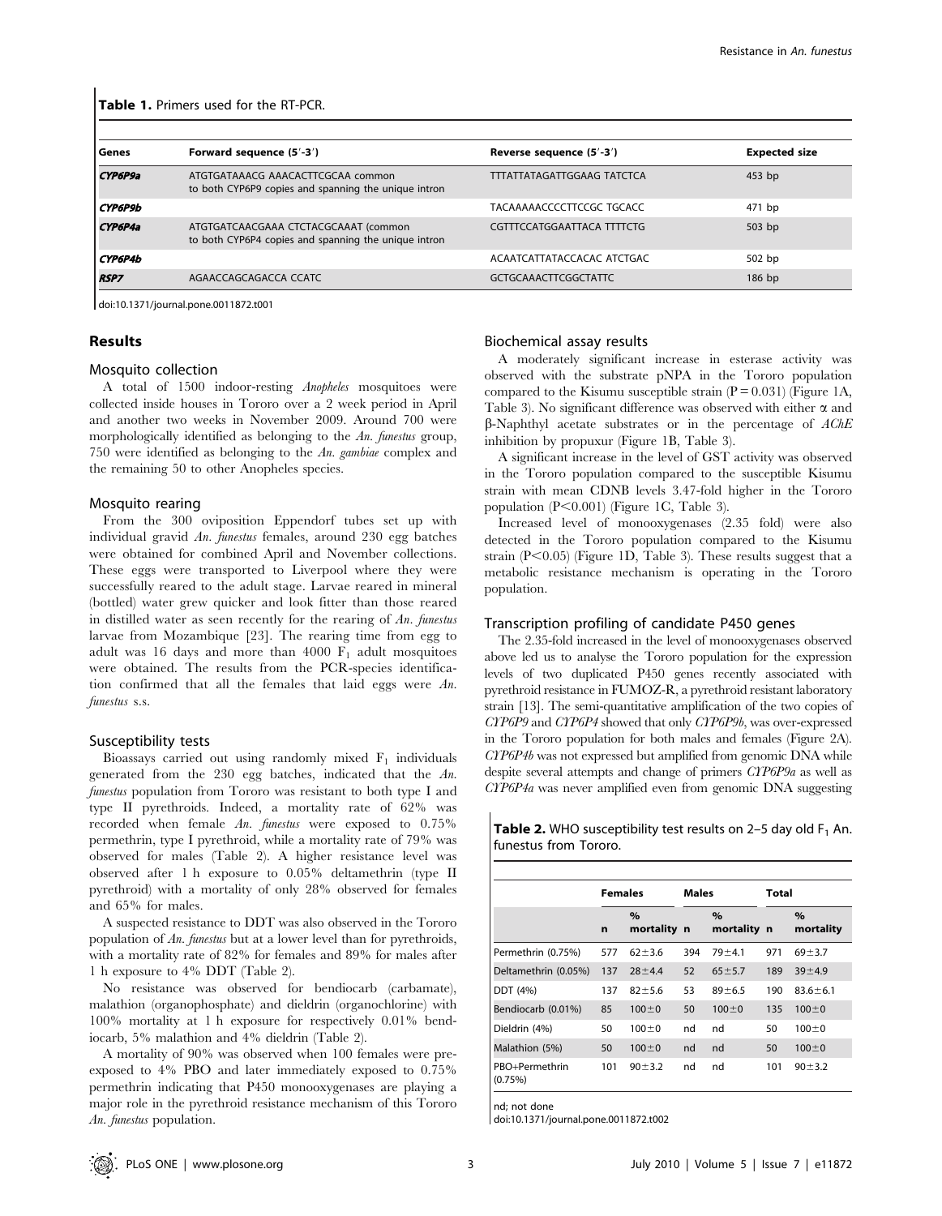**Table 1.** Primers used for the RT-PCR.

| Genes | Forward sequence (5′-3′) | Reverse sequence (5′-3′) | Expected size |
|---|---|---|---|
| *CYP6P9a* | ATGTGATAAACG AAACACTTCGCAA common to both CYP6P9 copies and spanning the unique intron | TTTATTATAGATTGGAAG TATCTCA | 453 bp |
| *CYP6P9b* | | TACAAAAACCCCTTCCGC TGCACC | 471 bp |
| *CYP6P4a* | ATGTGATCAACGAAA CTCTACGCAAAT (common to both CYP6P4 copies and spanning the unique intron | CGTTTCCATGGAATTACA TTTTCTG | 503 bp |
| *CYP6P4b* | | ACAATCATTATACCACAC ATCTGAC | 502 bp |
| *RSP7* | AGAACCAGCAGACCA CCATC | GCTGCAAACTTCGGCTATTC | 186 bp |

doi:10.1371/journal.pone.0011872.t001

## Results

### Mosquito collection

A total of 1500 indoor-resting *Anopheles* mosquitoes were collected inside houses in Tororo over a 2 week period in April and another two weeks in November 2009. Around 700 were morphologically identified as belonging to the *An. funestus* group, 750 were identified as belonging to the *An. gambiae* complex and the remaining 50 to other Anopheles species.

### Mosquito rearing

From the 300 oviposition Eppendorf tubes set up with individual gravid *An. funestus* females, around 230 egg batches were obtained for combined April and November collections. These eggs were transported to Liverpool where they were successfully reared to the adult stage. Larvae reared in mineral (bottled) water grew quicker and look fitter than those reared in distilled water as seen recently for the rearing of *An. funestus* larvae from Mozambique [23]. The rearing time from egg to adult was 16 days and more than 4000 $F_1$ adult mosquitoes were obtained. The results from the PCR-species identification confirmed that all the females that laid eggs were *An. funestus* s.s.

### Susceptibility tests

Bioassays carried out using randomly mixed $F_1$ individuals generated from the 230 egg batches, indicated that the *An. funestus* population from Tororo was resistant to both type I and type II pyrethroids. Indeed, a mortality rate of 62% was recorded when female *An. funestus* were exposed to 0.75% permethrin, type I pyrethroid, while a mortality rate of 79% was observed for males (Table 2). A higher resistance level was observed after 1 h exposure to 0.05% deltamethrin (type II pyrethroid) with a mortality of only 28% observed for females and 65% for males.

A suspected resistance to DDT was also observed in the Tororo population of *An. funestus* but at a lower level than for pyrethroids, with a mortality rate of 82% for females and 89% for males after 1 h exposure to 4% DDT (Table 2).

No resistance was observed for bendiocarb (carbamate), malathion (organophosphate) and dieldrin (organochlorine) with 100% mortality at 1 h exposure for respectively 0.01% bendiocarb, 5% malathion and 4% dieldrin (Table 2).

A mortality of 90% was observed when 100 females were pre-exposed to 4% PBO and later immediately exposed to 0.75% permethrin indicating that P450 monooxygenases are playing a major role in the pyrethroid resistance mechanism of this Tororo *An. funestus* population.

### Biochemical assay results

A moderately significant increase in esterase activity was observed with the substrate pNPA in the Tororo population compared to the Kisumu susceptible strain (P = 0.031) (Figure 1A, Table 3). No significant difference was observed with either α and β-Naphthyl acetate substrates or in the percentage of *AChE* inhibition by propuxur (Figure 1B, Table 3).

A significant increase in the level of GST activity was observed in the Tororo population compared to the susceptible Kisumu strain with mean CDNB levels 3.47-fold higher in the Tororo population (P<0.001) (Figure 1C, Table 3).

Increased level of monooxygenases (2.35 fold) were also detected in the Tororo population compared to the Kisumu strain (P<0.05) (Figure 1D, Table 3). These results suggest that a metabolic resistance mechanism is operating in the Tororo population.

### Transcription profiling of candidate P450 genes

The 2.35-fold increased in the level of monooxygenases observed above led us to analyse the Tororo population for the expression levels of two duplicated P450 genes recently associated with pyrethroid resistance in FUMOZ-R, a pyrethroid resistant laboratory strain [13]. The semi-quantitative amplification of the two copies of *CYP6P9* and *CYP6P4* showed that only *CYP6P9b*, was over-expressed in the Tororo population for both males and females (Figure 2A). *CYP6P4b* was not expressed but amplified from genomic DNA while despite several attempts and change of primers *CYP6P9a* as well as *CYP6P4a* was never amplified even from genomic DNA suggesting

**Table 2.** WHO susceptibility test results on 2–5 day old $F_1$ An. funestus from Tororo.

| | Females | | Males | | Total | |
|---|---|---|---|---|---|---|
| | n | % mortality | n | % mortality | n | % mortality |
| Permethrin (0.75%) | 577 | 62±3.6 | 394 | 79±4.1 | 971 | 69±3.7 |
| Deltamethrin (0.05%) | 137 | 28±4.4 | 52 | 65±5.7 | 189 | 39±4.9 |
| DDT (4%) | 137 | 82±5.6 | 53 | 89±6.5 | 190 | 83.6±6.1 |
| Bendiocarb (0.01%) | 85 | 100±0 | 50 | 100±0 | 135 | 100±0 |
| Dieldrin (4%) | 50 | 100±0 | nd | nd | 50 | 100±0 |
| Malathion (5%) | 50 | 100±0 | nd | nd | 50 | 100±0 |
| PBO+Permethrin (0.75%) | 101 | 90±3.2 | nd | nd | 101 | 90±3.2 |

nd; not done

doi:10.1371/journal.pone.0011872.t002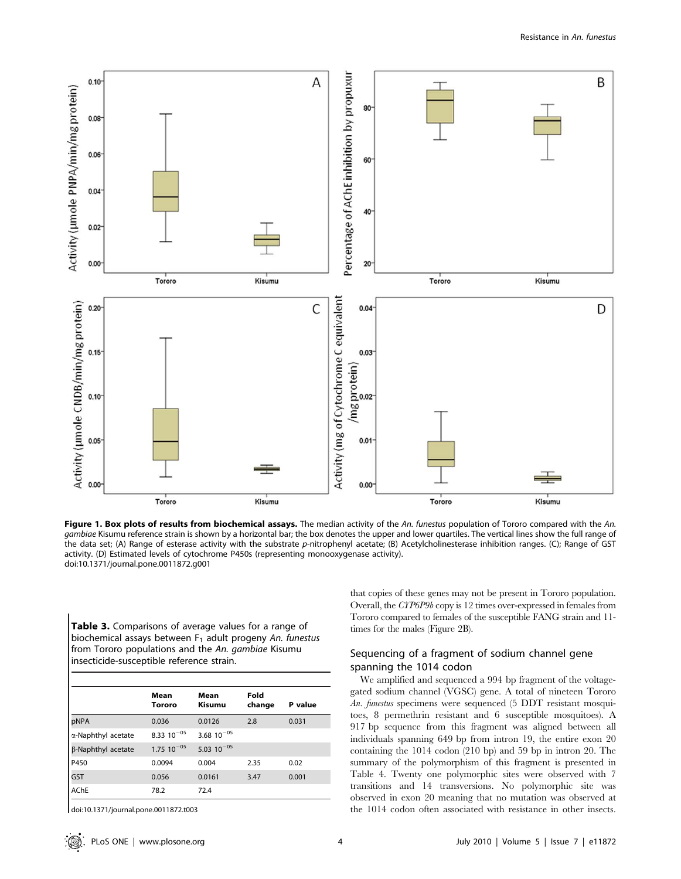**Figure 1. Box plots of results from biochemical assays.** The median activity of the *An. funestus* population of Tororo compared with the *An. gambiae* Kisumu reference strain is shown by a horizontal bar; the box denotes the upper and lower quartiles. The vertical lines show the full range of the data set; (A) Range of esterase activity with the substrate *p*-nitrophenyl acetate; (B) Acetylcholinesterase inhibition ranges. (C); Range of GST activity. (D) Estimated levels of cytochrome P450s (representing monooxygenase activity).
doi:10.1371/journal.pone.0011872.g001

**Table 3.** Comparisons of average values for a range of biochemical assays between $F_1$ adult progeny *An. funestus* from Tororo populations and the *An. gambiae* Kisumu insecticide-susceptible reference strain.

| | Mean Tororo | Mean Kisumu | Fold change | P value |
|---|---|---|---|---|
| pNPA | 0.036 | 0.0126 | 2.8 | 0.031 |
| α-Naphthyl acetate | $8.33\ 10^{-05}$ | $3.68\ 10^{-05}$ | | |
| β-Naphthyl acetate | $1.75\ 10^{-05}$ | $5.03\ 10^{-05}$ | | |
| P450 | 0.0094 | 0.004 | 2.35 | 0.02 |
| GST | 0.056 | 0.0161 | 3.47 | 0.001 |
| AChE | 78.2 | 72.4 | | |

doi:10.1371/journal.pone.0011872.t003

that copies of these genes may not be present in Tororo population. Overall, the *CYP6P9b* copy is 12 times over-expressed in females from Tororo compared to females of the susceptible FANG strain and 11-times for the males (Figure 2B).

## Sequencing of a fragment of sodium channel gene spanning the 1014 codon

We amplified and sequenced a 994 bp fragment of the voltage-gated sodium channel (VGSC) gene. A total of nineteen Tororo *An. funestus* specimens were sequenced (5 DDT resistant mosquitoes, 8 permethrin resistant and 6 susceptible mosquitoes). A 917 bp sequence from this fragment was aligned between all individuals spanning 649 bp from intron 19, the entire exon 20 containing the 1014 codon (210 bp) and 59 bp in intron 20. The summary of the polymorphism of this fragment is presented in Table 4. Twenty one polymorphic sites were observed with 7 transitions and 14 transversions. No polymorphic site was observed in exon 20 meaning that no mutation was observed at the 1014 codon often associated with resistance in other insects.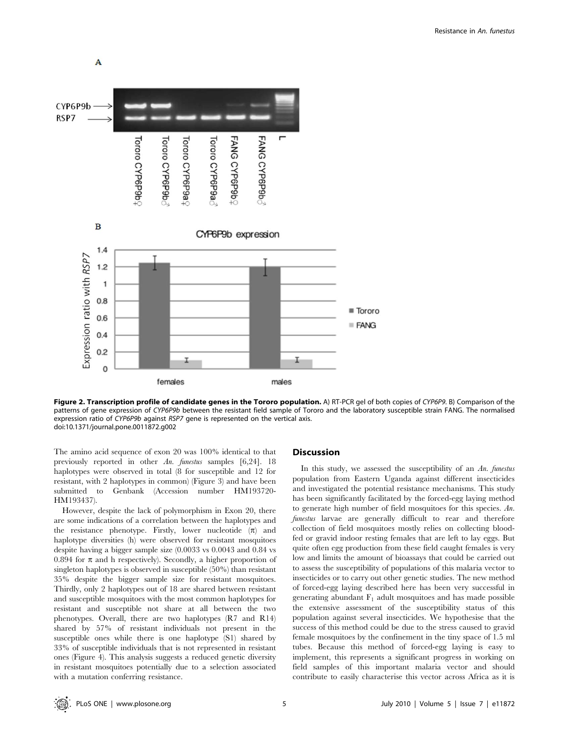**Figure 2. Transcription profile of candidate genes in the Tororo population.** A) RT-PCR gel of both copies of *CYP6P9*. B) Comparison of the patterns of gene expression of *CYP6P9b* between the resistant field sample of Tororo and the laboratory susceptible strain FANG. The normalised expression ratio of *CYP6P9b* against *RSP7* gene is represented on the vertical axis.
doi:10.1371/journal.pone.0011872.g002

The amino acid sequence of exon 20 was 100% identical to that previously reported in other *An. funestus* samples [6,24]. 18 haplotypes were observed in total (8 for susceptible and 12 for resistant, with 2 haplotypes in common) (Figure 3) and have been submitted to Genbank (Accession number HM193720-HM193437).

However, despite the lack of polymorphism in Exon 20, there are some indications of a correlation between the haplotypes and the resistance phenotype. Firstly, lower nucleotide ($\pi$) and haplotype diversities (h) were observed for resistant mosquitoes despite having a bigger sample size (0.0033 vs 0.0043 and 0.84 vs 0.894 for $\pi$ and h respectively). Secondly, a higher proportion of singleton haplotypes is observed in susceptible (50%) than resistant 35% despite the bigger sample size for resistant mosquitoes. Thirdly, only 2 haplotypes out of 18 are shared between resistant and susceptible mosquitoes with the most common haplotypes for resistant and susceptible not share at all between the two phenotypes. Overall, there are two haplotypes (R7 and R14) shared by 57% of resistant individuals not present in the susceptible ones while there is one haplotype (S1) shared by 33% of susceptible individuals that is not represented in resistant ones (Figure 4). This analysis suggests a reduced genetic diversity in resistant mosquitoes potentially due to a selection associated with a mutation conferring resistance.

## Discussion

In this study, we assessed the susceptibility of an *An. funestus* population from Eastern Uganda against different insecticides and investigated the potential resistance mechanisms. This study has been significantly facilitated by the forced-egg laying method to generate high number of field mosquitoes for this species. *An. funestus* larvae are generally difficult to rear and therefore collection of field mosquitoes mostly relies on collecting blood-fed or gravid indoor resting females that are left to lay eggs. But quite often egg production from these field caught females is very low and limits the amount of bioassays that could be carried out to assess the susceptibility of populations of this malaria vector to insecticides or to carry out other genetic studies. The new method of forced-egg laying described here has been very successful in generating abundant $F_1$ adult mosquitoes and has made possible the extensive assessment of the susceptibility status of this population against several insecticides. We hypothesise that the success of this method could be due to the stress caused to gravid female mosquitoes by the confinement in the tiny space of 1.5 ml tubes. Because this method of forced-egg laying is easy to implement, this represents a significant progress in working on field samples of this important malaria vector and should contribute to easily characterise this vector across Africa as it is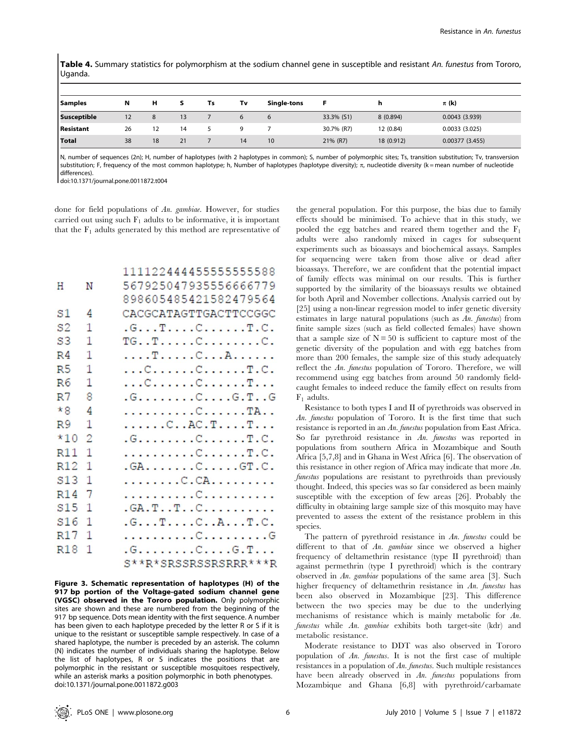**Table 4.** Summary statistics for polymorphism at the sodium channel gene in susceptible and resistant *An. funestus* from Tororo, Uganda.

| Samples | N | H | S | Ts | Tv | Single-tons | F | h | π (k) |
|---|---|---|---|---|---|---|---|---|---|
| **Susceptible** | 12 | 8 | 13 | 7 | 6 | 6 | 33.3% (S1) | 8 (0.894) | 0.0043 (3.939) |
| **Resistant** | 26 | 12 | 14 | 5 | 9 | 7 | 30.7% (R7) | 12 (0.84) | 0.0033 (3.025) |
| **Total** | 38 | 18 | 21 | 7 | 14 | 10 | 21% (R7) | 18 (0.912) | 0.00377 (3.455) |

N, number of sequences (2n); H, number of haplotypes (with 2 haplotypes in common); S, number of polymorphic sites; Ts, transition substitution; Tv, transversion substitution; F, frequency of the most common haplotype; h, Number of haplotypes (haplotype diversity); π, nucleotide diversity (k = mean number of nucleotide differences).
doi:10.1371/journal.pone.0011872.t004

done for field populations of *An. gambiae*. However, for studies carried out using such $F_1$ adults to be informative, it is important that the $F_1$ adults generated by this method are representative of the general population. For this purpose, the bias due to family effects should be minimised. To achieve that in this study, we pooled the egg batches and reared them together and the $F_1$ adults were also randomly mixed in cages for subsequent experiments such as bioassays and biochemical assays. Samples for sequencing were taken from those alive or dead after bioassays. Therefore, we are confident that the potential impact of family effects was minimal on our results. This is further supported by the similarity of the bioassays results we obtained for both April and November collections. Analysis carried out by [25] using a non-linear regression model to infer genetic diversity estimates in large natural populations (such as *An. funestus*) from finite sample sizes (such as field collected females) have shown that a sample size of N = 50 is sufficient to capture most of the genetic diversity of the population and with egg batches from more than 200 females, the sample size of this study adequately reflect the *An. funestus* population of Tororo. Therefore, we will recommend using egg batches from around 50 randomly field-caught females to indeed reduce the family effect on results from $F_1$ adults.

```
            111122444455555555588
H     N     567925047935556666779
            898605485421582479564
S1    4     CACGCATAGTTGACTTCCGGC
S2    1     .G...T....C......T.C.
S3    1     TG..T.....C........C.
R4    1     ....T.....C...A......
R5    1     ...C......C......T.C.
R6    1     ...C......C......T...
R7    8     .G........C....G.T..G
*8    4     ..........C......TA..
R9    1     ......C..AC.T....T...
*10   2     .G........C......T.C.
R11   1     ..........C......T.C.
R12   1     .GA.......C.....GT.C.
S13   1     ........C.CA.........
R14   7     ..........C..........
S15   1     .GA.T..T..C..........
S16   1     .G...T....C..A...T.C.
R17   1     ..........C.........G
R18   1     .G........C....G.T...
            S**R*SRSSRSSRSRRR***R
```

**Figure 3. Schematic representation of haplotypes (H) of the 917 bp portion of the Voltage-gated sodium channel gene (VGSC) observed in the Tororo population.** Only polymorphic sites are shown and these are numbered from the beginning of the 917 bp sequence. Dots mean identity with the first sequence. A number has been given to each haplotype preceded by the letter R or S if it is unique to the resistant or susceptible sample respectively. In case of a shared haplotype, the number is preceded by an asterisk. The column (N) indicates the number of individuals sharing the haplotype. Below the list of haplotypes, R or S indicates the positions that are polymorphic in the resistant or susceptible mosquitoes respectively, while an asterisk marks a position polymorphic in both phenotypes.
doi:10.1371/journal.pone.0011872.g003

Resistance to both types I and II of pyrethroids was observed in *An. funestus* population of Tororo. It is the first time that such resistance is reported in an *An. funestus* population from East Africa. So far pyrethroid resistance in *An. funestus* was reported in populations from southern Africa in Mozambique and South Africa [5,7,8] and in Ghana in West Africa [6]. The observation of this resistance in other region of Africa may indicate that more *An. funestus* populations are resistant to pyrethroids than previously thought. Indeed, this species was so far considered as been mainly susceptible with the exception of few areas [26]. Probably the difficulty in obtaining large sample size of this mosquito may have prevented to assess the extent of the resistance problem in this species.

The pattern of pyrethroid resistance in *An. funestus* could be different to that of *An. gambiae* since we observed a higher frequency of deltamethrin resistance (type II pyrethroid) than against permethrin (type I pyrethroid) which is the contrary observed in *An. gambiae* populations of the same area [3]. Such higher frequency of deltamethrin resistance in *An. funestus* has been also observed in Mozambique [23]. This difference between the two species may be due to the underlying mechanisms of resistance which is mainly metabolic for *An. funestus* while *An. gambiae* exhibits both target-site (kdr) and metabolic resistance.

Moderate resistance to DDT was also observed in Tororo population of *An. funestus*. It is not the first case of multiple resistances in a population of *An. funestus*. Such multiple resistances have been already observed in *An. funestus* populations from Mozambique and Ghana [6,8] with pyrethroid/carbamate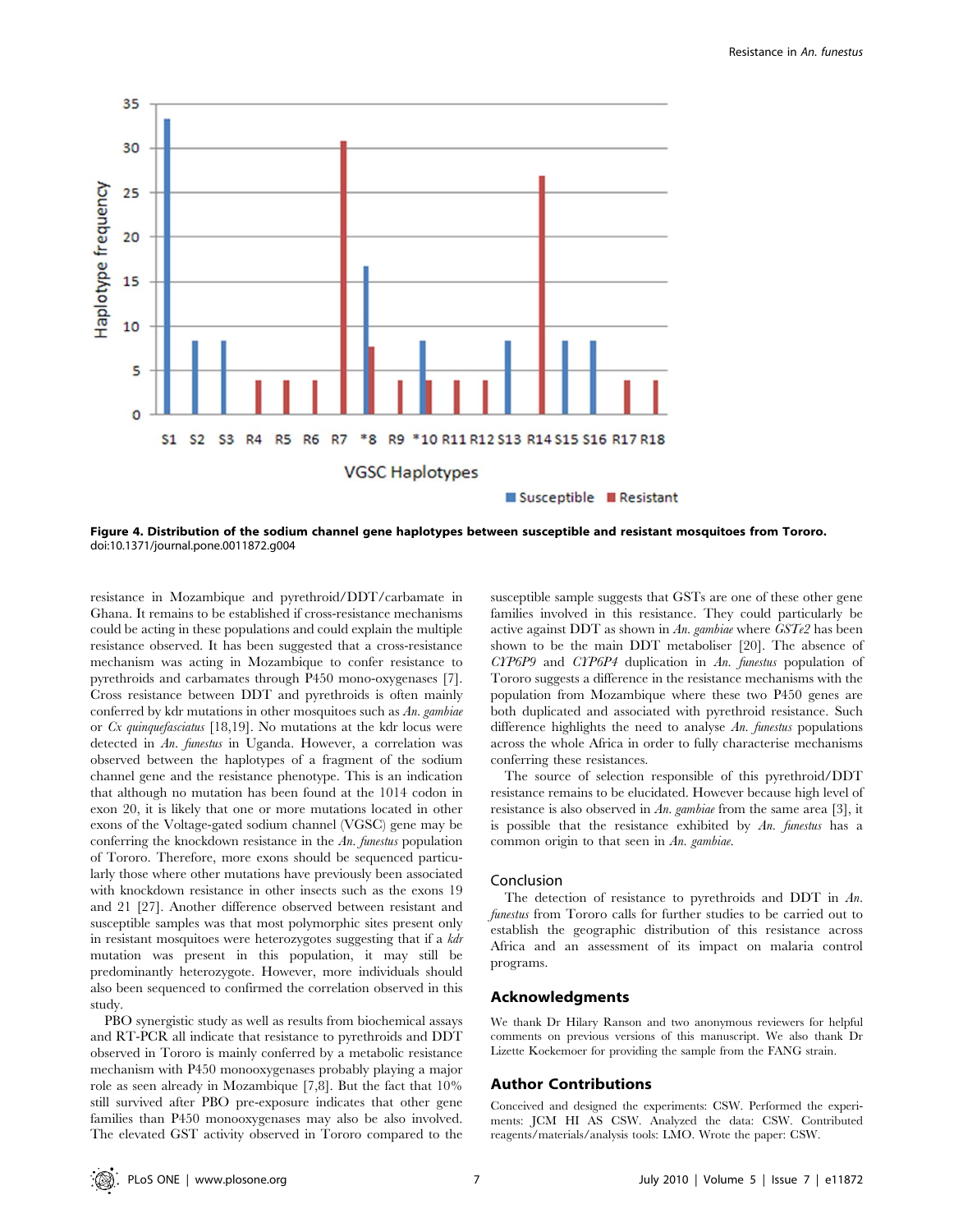**Figure 4. Distribution of the sodium channel gene haplotypes between susceptible and resistant mosquitoes from Tororo.**
doi:10.1371/journal.pone.0011872.g004

resistance in Mozambique and pyrethroid/DDT/carbamate in Ghana. It remains to be established if cross-resistance mechanisms could be acting in these populations and could explain the multiple resistance observed. It has been suggested that a cross-resistance mechanism was acting in Mozambique to confer resistance to pyrethroids and carbamates through P450 mono-oxygenases [7]. Cross resistance between DDT and pyrethroids is often mainly conferred by kdr mutations in other mosquitoes such as *An. gambiae* or *Cx quinquefasciatus* [18,19]. No mutations at the kdr locus were detected in *An. funestus* in Uganda. However, a correlation was observed between the haplotypes of a fragment of the sodium channel gene and the resistance phenotype. This is an indication that although no mutation has been found at the 1014 codon in exon 20, it is likely that one or more mutations located in other exons of the Voltage-gated sodium channel (VGSC) gene may be conferring the knockdown resistance in the *An. funestus* population of Tororo. Therefore, more exons should be sequenced particularly those where other mutations have previously been associated with knockdown resistance in other insects such as the exons 19 and 21 [27]. Another difference observed between resistant and susceptible samples was that most polymorphic sites present only in resistant mosquitoes were heterozygotes suggesting that if a *kdr* mutation was present in this population, it may still be predominantly heterozygote. However, more individuals should also been sequenced to confirmed the correlation observed in this study.

PBO synergistic study as well as results from biochemical assays and RT-PCR all indicate that resistance to pyrethroids and DDT observed in Tororo is mainly conferred by a metabolic resistance mechanism with P450 monooxygenases probably playing a major role as seen already in Mozambique [7,8]. But the fact that 10% still survived after PBO pre-exposure indicates that other gene families than P450 monooxygenases may also be also involved. The elevated GST activity observed in Tororo compared to the susceptible sample suggests that GSTs are one of these other gene families involved in this resistance. They could particularly be active against DDT as shown in *An. gambiae* where *GSTe2* has been shown to be the main DDT metaboliser [20]. The absence of *CYP6P9* and *CYP6P4* duplication in *An. funestus* population of Tororo suggests a difference in the resistance mechanisms with the population from Mozambique where these two P450 genes are both duplicated and associated with pyrethroid resistance. Such difference highlights the need to analyse *An. funestus* populations across the whole Africa in order to fully characterise mechanisms conferring these resistances.

The source of selection responsible of this pyrethroid/DDT resistance remains to be elucidated. However because high level of resistance is also observed in *An. gambiae* from the same area [3], it is possible that the resistance exhibited by *An. funestus* has a common origin to that seen in *An. gambiae*.

## Conclusion

The detection of resistance to pyrethroids and DDT in *An. funestus* from Tororo calls for further studies to be carried out to establish the geographic distribution of this resistance across Africa and an assessment of its impact on malaria control programs.

## Acknowledgments

We thank Dr Hilary Ranson and two anonymous reviewers for helpful comments on previous versions of this manuscript. We also thank Dr Lizette Koekemoer for providing the sample from the FANG strain.

## Author Contributions

Conceived and designed the experiments: CSW. Performed the experiments: JCM HI AS CSW. Analyzed the data: CSW. Contributed reagents/materials/analysis tools: LMO. Wrote the paper: CSW.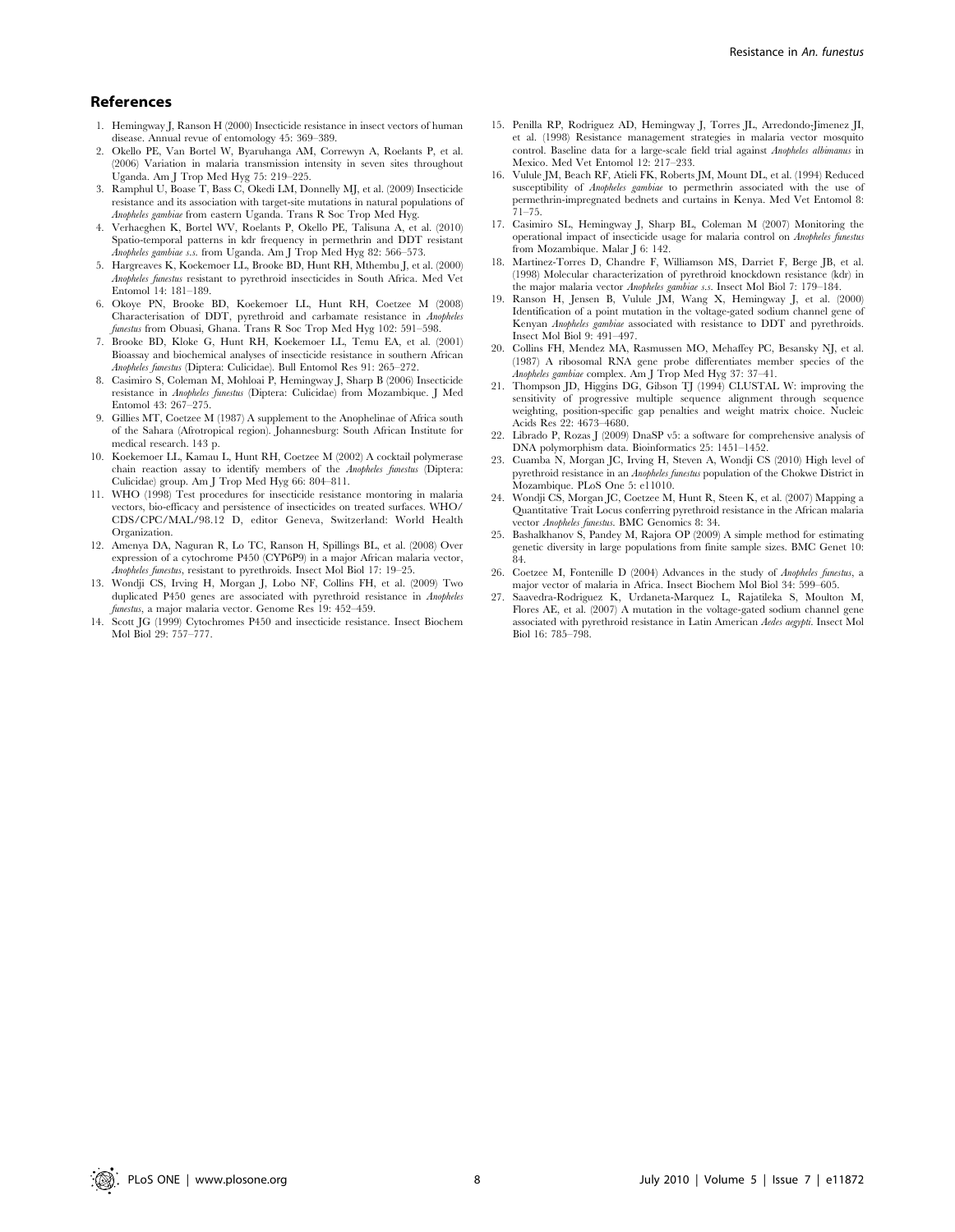## References

1. Hemingway J, Ranson H (2000) Insecticide resistance in insect vectors of human disease. Annual revue of entomology 45: 369–389.
2. Okello PE, Van Bortel W, Byaruhanga AM, Correwyn A, Roelants P, et al. (2006) Variation in malaria transmission intensity in seven sites throughout Uganda. Am J Trop Med Hyg 75: 219–225.
3. Ramphul U, Boase T, Bass C, Okedi LM, Donnelly MJ, et al. (2009) Insecticide resistance and its association with target-site mutations in natural populations of *Anopheles gambiae* from eastern Uganda. Trans R Soc Trop Med Hyg.
4. Verhaeghen K, Bortel WV, Roelants P, Okello PE, Talisuna A, et al. (2010) Spatio-temporal patterns in kdr frequency in permethrin and DDT resistant *Anopheles gambiae s.s.* from Uganda. Am J Trop Med Hyg 82: 566–573.
5. Hargreaves K, Koekemoer LL, Brooke BD, Hunt RH, Mthembu J, et al. (2000) *Anopheles funestus* resistant to pyrethroid insecticides in South Africa. Med Vet Entomol 14: 181–189.
6. Okoye PN, Brooke BD, Koekemoer LL, Hunt RH, Coetzee M (2008) Characterisation of DDT, pyrethroid and carbamate resistance in *Anopheles funestus* from Obuasi, Ghana. Trans R Soc Trop Med Hyg 102: 591–598.
7. Brooke BD, Kloke G, Hunt RH, Koekemoer LL, Temu EA, et al. (2001) Bioassay and biochemical analyses of insecticide resistance in southern African *Anopheles funestus* (Diptera: Culicidae). Bull Entomol Res 91: 265–272.
8. Casimiro S, Coleman M, Mohloai P, Hemingway J, Sharp B (2006) Insecticide resistance in *Anopheles funestus* (Diptera: Culicidae) from Mozambique. J Med Entomol 43: 267–275.
9. Gillies MT, Coetzee M (1987) A supplement to the Anophelinae of Africa south of the Sahara (Afrotropical region). Johannesburg: South African Institute for medical research. 143 p.
10. Koekemoer LL, Kamau L, Hunt RH, Coetzee M (2002) A cocktail polymerase chain reaction assay to identify members of the *Anopheles funestus* (Diptera: Culicidae) group. Am J Trop Med Hyg 66: 804–811.
11. WHO (1998) Test procedures for insecticide resistance montoring in malaria vectors, bio-efficacy and persistence of insecticides on treated surfaces. WHO/CDS/CPC/MAL/98.12 D, editor Geneva, Switzerland: World Health Organization.
12. Amenya DA, Naguran R, Lo TC, Ranson H, Spillings BL, et al. (2008) Over expression of a cytochrome P450 (CYP6P9) in a major African malaria vector, *Anopheles funestus*, resistant to pyrethroids. Insect Mol Biol 17: 19–25.
13. Wondji CS, Irving H, Morgan J, Lobo NF, Collins FH, et al. (2009) Two duplicated P450 genes are associated with pyrethroid resistance in *Anopheles funestus*, a major malaria vector. Genome Res 19: 452–459.
14. Scott JG (1999) Cytochromes P450 and insecticide resistance. Insect Biochem Mol Biol 29: 757–777.
15. Penilla RP, Rodriguez AD, Hemingway J, Torres JL, Arredondo-Jimenez JI, et al. (1998) Resistance management strategies in malaria vector mosquito control. Baseline data for a large-scale field trial against *Anopheles albimanus* in Mexico. Med Vet Entomol 12: 217–233.
16. Vulule JM, Beach RF, Atieli FK, Roberts JM, Mount DL, et al. (1994) Reduced susceptibility of *Anopheles gambiae* to permethrin associated with the use of permethrin-impregnated bednets and curtains in Kenya. Med Vet Entomol 8: 71–75.
17. Casimiro SL, Hemingway J, Sharp BL, Coleman M (2007) Monitoring the operational impact of insecticide usage for malaria control on *Anopheles funestus* from Mozambique. Malar J 6: 142.
18. Martinez-Torres D, Chandre F, Williamson MS, Darriet F, Berge JB, et al. (1998) Molecular characterization of pyrethroid knockdown resistance (kdr) in the major malaria vector *Anopheles gambiae s.s.* Insect Mol Biol 7: 179–184.
19. Ranson H, Jensen B, Vulule JM, Wang X, Hemingway J, et al. (2000) Identification of a point mutation in the voltage-gated sodium channel gene of Kenyan *Anopheles gambiae* associated with resistance to DDT and pyrethroids. Insect Mol Biol 9: 491–497.
20. Collins FH, Mendez MA, Rasmussen MO, Mehaffey PC, Besansky NJ, et al. (1987) A ribosomal RNA gene probe differentiates member species of the *Anopheles gambiae* complex. Am J Trop Med Hyg 37: 37–41.
21. Thompson JD, Higgins DG, Gibson TJ (1994) CLUSTAL W: improving the sensitivity of progressive multiple sequence alignment through sequence weighting, position-specific gap penalties and weight matrix choice. Nucleic Acids Res 22: 4673–4680.
22. Librado P, Rozas J (2009) DnaSP v5: a software for comprehensive analysis of DNA polymorphism data. Bioinformatics 25: 1451–1452.
23. Cuamba N, Morgan JC, Irving H, Steven A, Wondji CS (2010) High level of pyrethroid resistance in an *Anopheles funestus* population of the Chokwe District in Mozambique. PLoS One 5: e11010.
24. Wondji CS, Morgan JC, Coetzee M, Hunt R, Steen K, et al. (2007) Mapping a Quantitative Trait Locus conferring pyrethroid resistance in the African malaria vector *Anopheles funestus*. BMC Genomics 8: 34.
25. Bashalkhanov S, Pandey M, Rajora OP (2009) A simple method for estimating genetic diversity in large populations from finite sample sizes. BMC Genet 10: 84.
26. Coetzee M, Fontenille D (2004) Advances in the study of *Anopheles funestus*, a major vector of malaria in Africa. Insect Biochem Mol Biol 34: 599–605.
27. Saavedra-Rodriguez K, Urdaneta-Marquez L, Rajatileka S, Moulton M, Flores AE, et al. (2007) A mutation in the voltage-gated sodium channel gene associated with pyrethroid resistance in Latin American *Aedes aegypti*. Insect Mol Biol 16: 785–798.